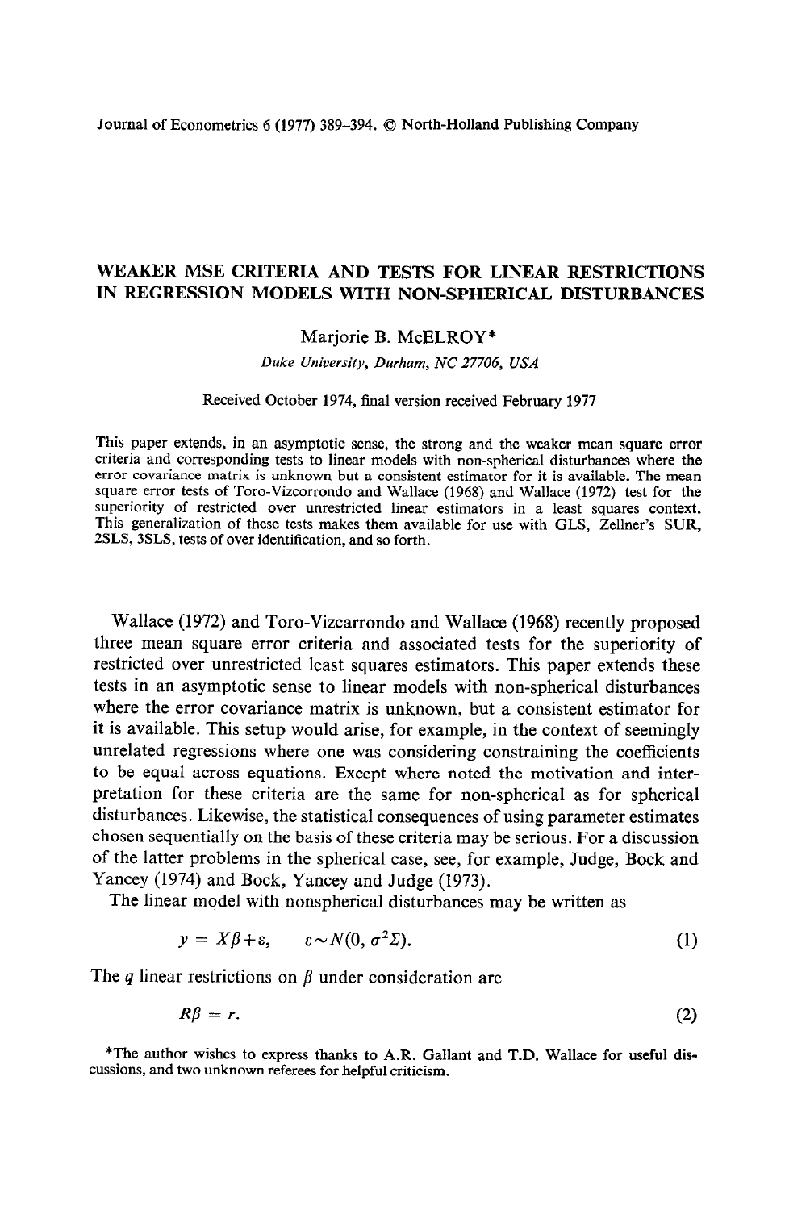# WEAKER MSE CRITERIA AND TESTS FOR LINEAR RESTRICTIONS IN REGRESSION MODELS WITH NON-SPHERICAL DISTURBANCES

Marjorie B. McELROY*

*Duke University, Durham, NC 27706, USA*

Received October 1974, final version received February 1977

This paper extends, in an asymptotic sense, the strong and the weaker mean square error criteria and corresponding tests to linear models with non-spherical disturbances where the error covariance matrix is unknown but a consistent estimator for it is available. The mean square error tests of Toro-Vizcorrondo and Wallace (1968) and Wallace (1972) test for the superiority of restricted over unrestricted linear estimators in a least squares context. This generalization of these tests makes them available for use with GLS, Zellner's SUR, 2SLS, 3SLS, tests of over identification, and so forth.

Wallace (1972) and Toro-Vizcarrondo and Wallace (1968) recently proposed three mean square error criteria and associated tests for the superiority of restricted over unrestricted least squares estimators. This paper extends these tests in an asymptotic sense to linear models with non-spherical disturbances where the error covariance matrix is unknown, but a consistent estimator for it is available. This setup would arise, for example, in the context of seemingly unrelated regressions where one was considering constraining the coefficients to be equal across equations. Except where noted the motivation and interpretation for these criteria are the same for non-spherical as for spherical disturbances. Likewise, the statistical consequences of using parameter estimates chosen sequentially on the basis of these criteria may be serious. For a discussion of the latter problems in the spherical case, see, for example, Judge, Bock and Yancey (1974) and Bock, Yancey and Judge (1973).

The linear model with nonspherical disturbances may be written as

$$y = X\beta + \varepsilon, \qquad \varepsilon \sim N(0, \sigma^2 \Sigma). \tag{1}$$

The $q$ linear restrictions on $\beta$ under consideration are

$$R\beta = r. \tag{2}$$

*The author wishes to express thanks to A.R. Gallant and T.D. Wallace for useful discussions, and two unknown referees for helpful criticism.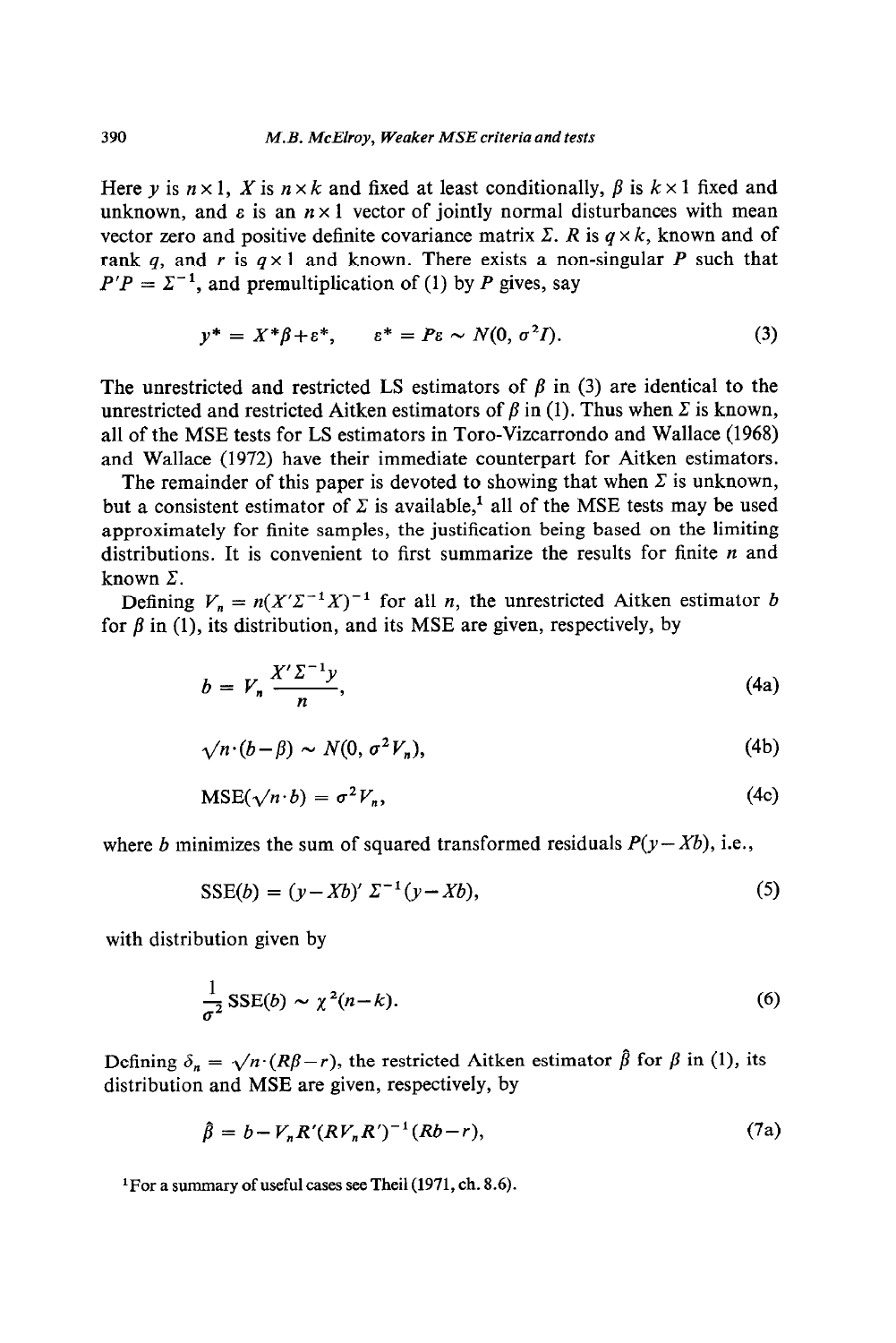Here $y$ is $n \times 1$, $X$ is $n \times k$ and fixed at least conditionally, $\beta$ is $k \times 1$ fixed and unknown, and $\varepsilon$ is an $n \times 1$ vector of jointly normal disturbances with mean vector zero and positive definite covariance matrix $\Sigma$. $R$ is $q \times k$, known and of rank $q$, and $r$ is $q \times 1$ and known. There exists a non-singular $P$ such that $P'P = \Sigma^{-1}$, and premultiplication of (1) by $P$ gives, say

$$y^* = X^*\beta + \varepsilon^*, \qquad \varepsilon^* = P\varepsilon \sim N(0, \sigma^2 I). \tag{3}$$

The unrestricted and restricted LS estimators of $\beta$ in (3) are identical to the unrestricted and restricted Aitken estimators of $\beta$ in (1). Thus when $\Sigma$ is known, all of the MSE tests for LS estimators in Toro-Vizcarrondo and Wallace (1968) and Wallace (1972) have their immediate counterpart for Aitken estimators.

The remainder of this paper is devoted to showing that when $\Sigma$ is unknown, but a consistent estimator of $\Sigma$ is available,[1] all of the MSE tests may be used approximately for finite samples, the justification being based on the limiting distributions. It is convenient to first summarize the results for finite $n$ and known $\Sigma$.

Defining $V_n = n(X'\Sigma^{-1}X)^{-1}$ for all $n$, the unrestricted Aitken estimator $b$ for $\beta$ in (1), its distribution, and its MSE are given, respectively, by

$$b = V_n \frac{X'\Sigma^{-1}y}{n}, \tag{4a}$$

$$\sqrt{n} \cdot (b - \beta) \sim N(0, \sigma^2 V_n), \tag{4b}$$

$$\text{MSE}(\sqrt{n} \cdot b) = \sigma^2 V_n, \tag{4c}$$

where $b$ minimizes the sum of squared transformed residuals $P(y - Xb)$, i.e.,

$$\text{SSE}(b) = (y - Xb)' \Sigma^{-1} (y - Xb), \tag{5}$$

with distribution given by

$$\frac{1}{\sigma^2} \text{SSE}(b) \sim \chi^2(n-k). \tag{6}$$

Defining $\delta_n = \sqrt{n} \cdot (R\beta - r)$, the restricted Aitken estimator $\hat{\beta}$ for $\beta$ in (1), its distribution and MSE are given, respectively, by

$$\hat{\beta} = b - V_n R' (R V_n R')^{-1} (Rb - r), \tag{7a}$$

[1] For a summary of useful cases see Theil (1971, ch. 8.6).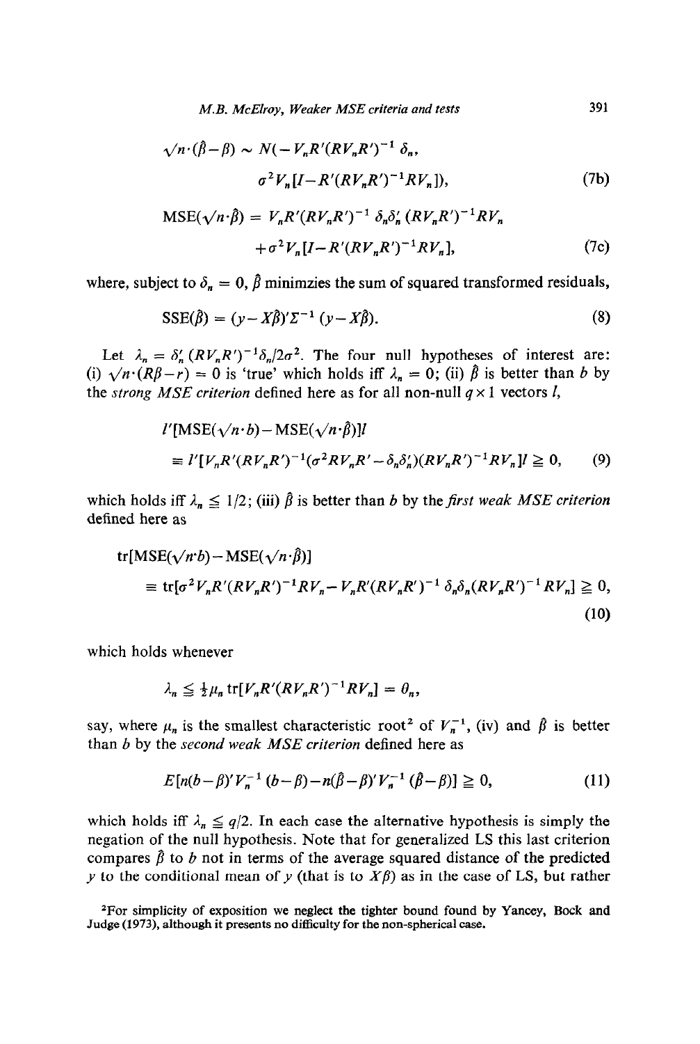$$\sqrt{n}\cdot(\hat{\beta}-\beta) \sim N(-V_n R'(RV_nR')^{-1}\delta_n,$$
$$\sigma^2 V_n[I-R'(RV_nR')^{-1}RV_n]), \tag{7b}$$

$$\mathrm{MSE}(\sqrt{n}\cdot\hat{\beta}) = V_nR'(RV_nR')^{-1}\delta_n\delta_n'(RV_nR')^{-1}RV_n$$
$$+\sigma^2 V_n[I-R'(RV_nR')^{-1}RV_n], \tag{7c}$$

where, subject to $\delta_n = 0$, $\hat{\beta}$ minimzies the sum of squared transformed residuals,

$$\mathrm{SSE}(\hat{\beta}) = (y-X\hat{\beta})'\Sigma^{-1}(y-X\hat{\beta}). \tag{8}$$

Let $\lambda_n = \delta_n'(RV_nR')^{-1}\delta_n/2\sigma^2$. The four null hypotheses of interest are: (i) $\sqrt{n}\cdot(R\beta-r) = 0$ is 'true' which holds iff $\lambda_n = 0$; (ii) $\hat{\beta}$ is better than $b$ by the *strong MSE criterion* defined here as for all non-null $q\times 1$ vectors $l$,

$$l'[\mathrm{MSE}(\sqrt{n}\cdot b)-\mathrm{MSE}(\sqrt{n}\cdot\hat{\beta})]l$$
$$\equiv l'[V_nR'(RV_nR')^{-1}(\sigma^2 RV_nR'-\delta_n\delta_n')(RV_nR')^{-1}RV_n]l \geqq 0, \tag{9}$$

which holds iff $\lambda_n \leqq 1/2$; (iii) $\hat{\beta}$ is better than $b$ by the *first weak MSE criterion* defined here as

$$\mathrm{tr}[\mathrm{MSE}(\sqrt{n}\cdot b)-\mathrm{MSE}(\sqrt{n}\cdot\hat{\beta})]$$
$$\equiv \mathrm{tr}[\sigma^2 V_nR'(RV_nR')^{-1}RV_n - V_nR'(RV_nR')^{-1}\delta_n\delta_n(RV_nR')^{-1}RV_n] \geqq 0, \tag{10}$$

which holds whenever

$$\lambda_n \leqq \tfrac{1}{2}\mu_n\,\mathrm{tr}[V_nR'(RV_nR')^{-1}RV_n] = \theta_n,$$

say, where $\mu_n$ is the smallest characteristic root[2] of $V_n^{-1}$, (iv) and $\hat{\beta}$ is better than $b$ by the *second weak MSE criterion* defined here as

$$E[n(b-\beta)'V_n^{-1}(b-\beta)-n(\hat{\beta}-\beta)'V_n^{-1}(\hat{\beta}-\beta)] \geqq 0, \tag{11}$$

which holds iff $\lambda_n \leqq q/2$. In each case the alternative hypothesis is simply the negation of the null hypothesis. Note that for generalized LS this last criterion compares $\hat{\beta}$ to $b$ not in terms of the average squared distance of the predicted $y$ to the conditional mean of $y$ (that is to $X\beta$) as in the case of LS, but rather

[2]For simplicity of exposition we neglect the tighter bound found by Yancey, Bock and Judge (1973), although it presents no difficulty for the non-spherical case.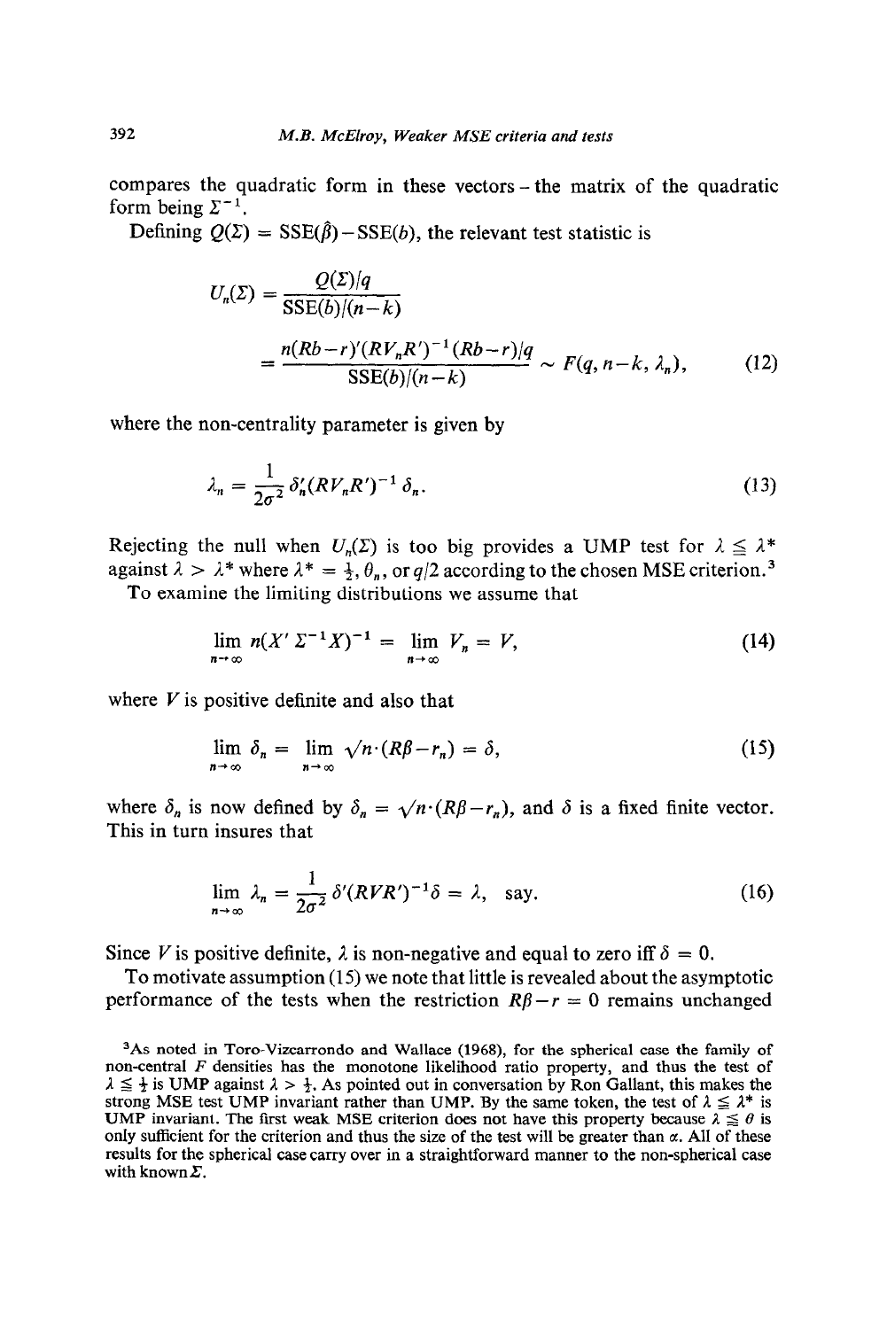compares the quadratic form in these vectors – the matrix of the quadratic form being $\Sigma^{-1}$.

Defining $Q(\Sigma) = \text{SSE}(\hat{\beta}) - \text{SSE}(b)$, the relevant test statistic is

$$U_n(\Sigma) = \frac{Q(\Sigma)/q}{\text{SSE}(b)/(n-k)}$$

$$= \frac{n(Rb-r)'(RV_nR')^{-1}(Rb-r)/q}{\text{SSE}(b)/(n-k)} \sim F(q, n-k, \lambda_n), \tag{12}$$

where the non-centrality parameter is given by

$$\lambda_n = \frac{1}{2\sigma^2}\delta_n'(RV_nR')^{-1}\delta_n. \tag{13}$$

Rejecting the null when $U_n(\Sigma)$ is too big provides a UMP test for $\lambda \leqq \lambda^*$ against $\lambda > \lambda^*$ where $\lambda^* = \frac{1}{2}, \theta_n$, or $q/2$ according to the chosen MSE criterion.[3]

To examine the limiting distributions we assume that

$$\lim_{n\to\infty} n(X'\Sigma^{-1}X)^{-1} = \lim_{n\to\infty} V_n = V, \tag{14}$$

where $V$ is positive definite and also that

$$\lim_{n\to\infty} \delta_n = \lim_{n\to\infty} \sqrt{n}\cdot(R\beta - r_n) = \delta, \tag{15}$$

where $\delta_n$ is now defined by $\delta_n = \sqrt{n}\cdot(R\beta - r_n)$, and $\delta$ is a fixed finite vector. This in turn insures that

$$\lim_{n\to\infty} \lambda_n = \frac{1}{2\sigma^2}\delta'(RVR')^{-1}\delta = \lambda, \quad \text{say}. \tag{16}$$

Since $V$ is positive definite, $\lambda$ is non-negative and equal to zero iff $\delta = 0$.

To motivate assumption (15) we note that little is revealed about the asymptotic performance of the tests when the restriction $R\beta - r = 0$ remains unchanged

[3] As noted in Toro-Vizcarrondo and Wallace (1968), for the spherical case the family of non-central $F$ densities has the monotone likelihood ratio property, and thus the test of $\lambda \leqq \frac{1}{2}$ is UMP against $\lambda > \frac{1}{2}$. As pointed out in conversation by Ron Gallant, this makes the strong MSE test UMP invariant rather than UMP. By the same token, the test of $\lambda \leqq \lambda^*$ is UMP invariant. The first weak MSE criterion does not have this property because $\lambda \leqq \theta$ is only sufficient for the criterion and thus the size of the test will be greater than $\alpha$. All of these results for the spherical case carry over in a straightforward manner to the non-spherical case with known $\Sigma$.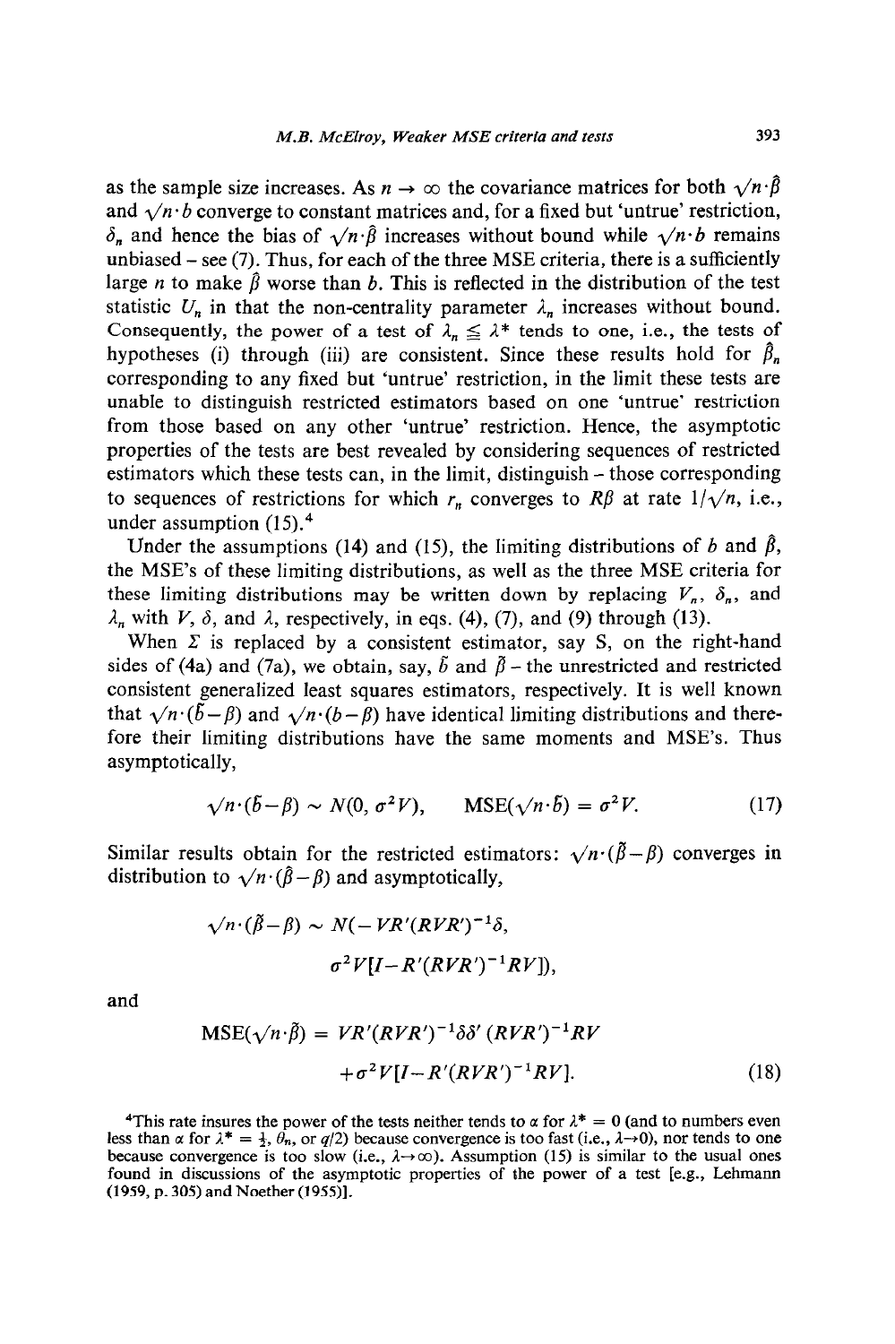as the sample size increases. As $n \to \infty$ the covariance matrices for both $\sqrt{n}\cdot\hat{\beta}$ and $\sqrt{n}\cdot b$ converge to constant matrices and, for a fixed but 'untrue' restriction, $\delta_n$ and hence the bias of $\sqrt{n}\cdot\hat{\beta}$ increases without bound while $\sqrt{n}\cdot b$ remains unbiased – see (7). Thus, for each of the three MSE criteria, there is a sufficiently large $n$ to make $\hat{\beta}$ worse than $b$. This is reflected in the distribution of the test statistic $U_n$ in that the non-centrality parameter $\lambda_n$ increases without bound. Consequently, the power of a test of $\lambda_n \leqq \lambda^*$ tends to one, i.e., the tests of hypotheses (i) through (iii) are consistent. Since these results hold for $\hat{\beta}_n$ corresponding to any fixed but 'untrue' restriction, in the limit these tests are unable to distinguish restricted estimators based on one 'untrue' restriction from those based on any other 'untrue' restriction. Hence, the asymptotic properties of the tests are best revealed by considering sequences of restricted estimators which these tests can, in the limit, distinguish – those corresponding to sequences of restrictions for which $r_n$ converges to $R\beta$ at rate $1/\sqrt{n}$, i.e., under assumption (15).[4]

Under the assumptions (14) and (15), the limiting distributions of $b$ and $\hat{\beta}$, the MSE's of these limiting distributions, as well as the three MSE criteria for these limiting distributions may be written down by replacing $V_n$, $\delta_n$, and $\lambda_n$ with $V$, $\delta$, and $\lambda$, respectively, in eqs. (4), (7), and (9) through (13).

When $\Sigma$ is replaced by a consistent estimator, say S, on the right-hand sides of (4a) and (7a), we obtain, say, $\tilde{b}$ and $\tilde{\beta}$ – the unrestricted and restricted consistent generalized least squares estimators, respectively. It is well known that $\sqrt{n}\cdot(\tilde{b}-\beta)$ and $\sqrt{n}\cdot(b-\beta)$ have identical limiting distributions and therefore their limiting distributions have the same moments and MSE's. Thus asymptotically,

$$\sqrt{n}\cdot(\tilde{b}-\beta) \sim N(0, \sigma^2 V), \qquad \text{MSE}(\sqrt{n}\cdot\tilde{b}) = \sigma^2 V. \tag{17}$$

Similar results obtain for the restricted estimators: $\sqrt{n}\cdot(\tilde{\beta}-\beta)$ converges in distribution to $\sqrt{n}\cdot(\hat{\beta}-\beta)$ and asymptotically,

$$\sqrt{n}\cdot(\tilde{\beta}-\beta) \sim N(-VR'(RVR')^{-1}\delta,$$
$$\sigma^2 V[I-R'(RVR')^{-1}RV]),$$

and

$$\text{MSE}(\sqrt{n}\cdot\tilde{\beta}) = VR'(RVR')^{-1}\delta\delta'(RVR')^{-1}RV$$
$$+\sigma^2 V[I-R'(RVR')^{-1}RV]. \tag{18}$$

[4]This rate insures the power of the tests neither tends to $\alpha$ for $\lambda^* = 0$ (and to numbers even less than $\alpha$ for $\lambda^* = \frac{1}{2}$, $\theta_n$, or $q/2$) because convergence is too fast (i.e., $\lambda \to 0$), nor tends to one because convergence is too slow (i.e., $\lambda \to \infty$). Assumption (15) is similar to the usual ones found in discussions of the asymptotic properties of the power of a test [e.g., Lehmann (1959, p. 305) and Noether (1955)].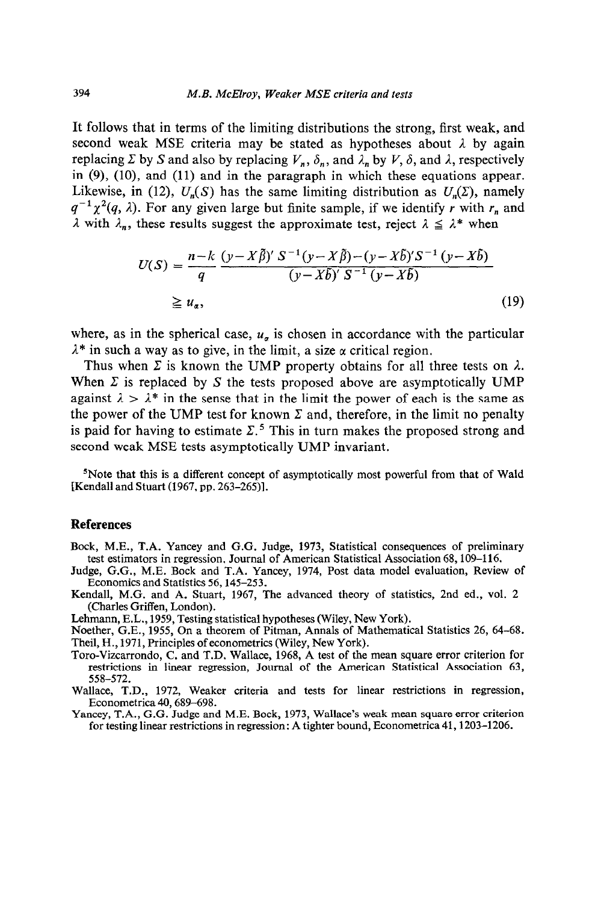It follows that in terms of the limiting distributions the strong, first weak, and second weak MSE criteria may be stated as hypotheses about $\lambda$ by again replacing $\Sigma$ by $S$ and also by replacing $V_n$, $\delta_n$, and $\lambda_n$ by $V$, $\delta$, and $\lambda$, respectively in (9), (10), and (11) and in the paragraph in which these equations appear. Likewise, in (12), $U_n(S)$ has the same limiting distribution as $U_n(\Sigma)$, namely $q^{-1}\chi^2(q, \lambda)$. For any given large but finite sample, if we identify $r$ with $r_n$ and $\lambda$ with $\lambda_n$, these results suggest the approximate test, reject $\lambda \leqq \lambda^*$ when

$$U(S) = \frac{n-k}{q} \frac{(y-X\tilde{\beta})' S^{-1}(y-X\tilde{\beta})-(y-X\tilde{b})'S^{-1}(y-X\tilde{b})}{(y-X\tilde{b})' S^{-1}(y-X\tilde{b})} \geqq u_\alpha, \tag{19}$$

where, as in the spherical case, $u_\alpha$ is chosen in accordance with the particular $\lambda^*$ in such a way as to give, in the limit, a size $\alpha$ critical region.

Thus when $\Sigma$ is known the UMP property obtains for all three tests on $\lambda$. When $\Sigma$ is replaced by $S$ the tests proposed above are asymptotically UMP against $\lambda > \lambda^*$ in the sense that in the limit the power of each is the same as the power of the UMP test for known $\Sigma$ and, therefore, in the limit no penalty is paid for having to estimate $\Sigma$.[5] This in turn makes the proposed strong and second weak MSE tests asymptotically UMP invariant.

[5]Note that this is a different concept of asymptotically most powerful from that of Wald [Kendall and Stuart (1967, pp. 263–265)].

## References

Bock, M.E., T.A. Yancey and G.G. Judge, 1973, Statistical consequences of preliminary test estimators in regression, Journal of American Statistical Association 68, 109–116.

Judge, G.G., M.E. Bock and T.A. Yancey, 1974, Post data model evaluation, Review of Economics and Statistics 56, 145–253.

Kendall, M.G. and A. Stuart, 1967, The advanced theory of statistics, 2nd ed., vol. 2 (Charles Griffen, London).

Lehmann, E.L., 1959, Testing statistical hypotheses (Wiley, New York).

Noether, G.E., 1955, On a theorem of Pitman, Annals of Mathematical Statistics 26, 64–68.

Theil, H., 1971, Principles of econometrics (Wiley, New York).

Toro-Vizcarrondo, C. and T.D. Wallace, 1968, A test of the mean square error criterion for restrictions in linear regression, Journal of the American Statistical Association 63, 558–572.

Wallace, T.D., 1972, Weaker criteria and tests for linear restrictions in regression, Econometrica 40, 689–698.

Yancey, T.A., G.G. Judge and M.E. Bock, 1973, Wallace's weak mean square error criterion for testing linear restrictions in regression: A tighter bound, Econometrica 41, 1203–1206.